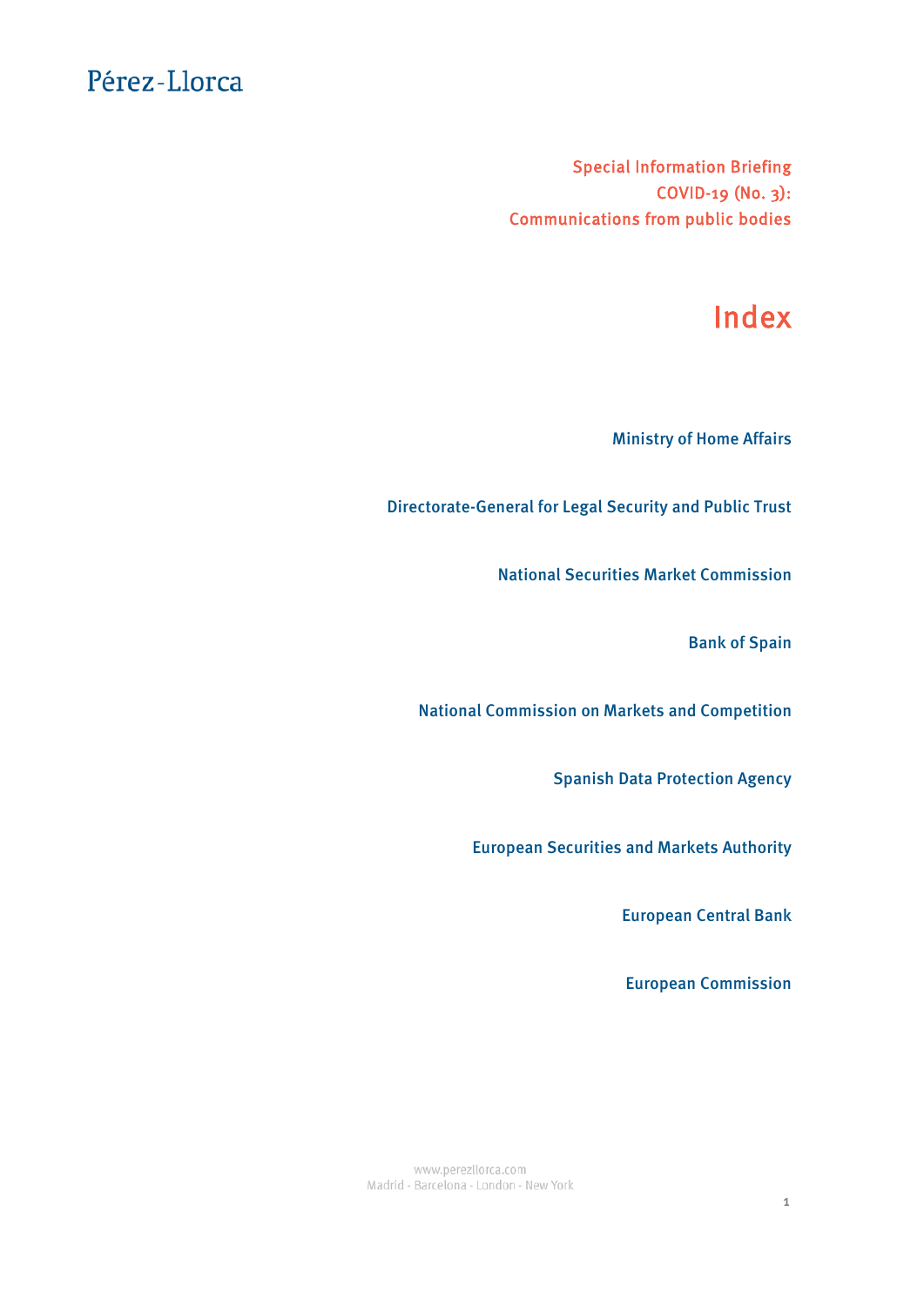Pérez-Llorca

Special Information Briefing
COVID-19 (No. 3):
Communications from public bodies

# Index

Ministry of Home Affairs

Directorate-General for Legal Security and Public Trust

National Securities Market Commission

Bank of Spain

National Commission on Markets and Competition

Spanish Data Protection Agency

European Securities and Markets Authority

European Central Bank

European Commission

www.perezllorca.com
Madrid - Barcelona - London - New York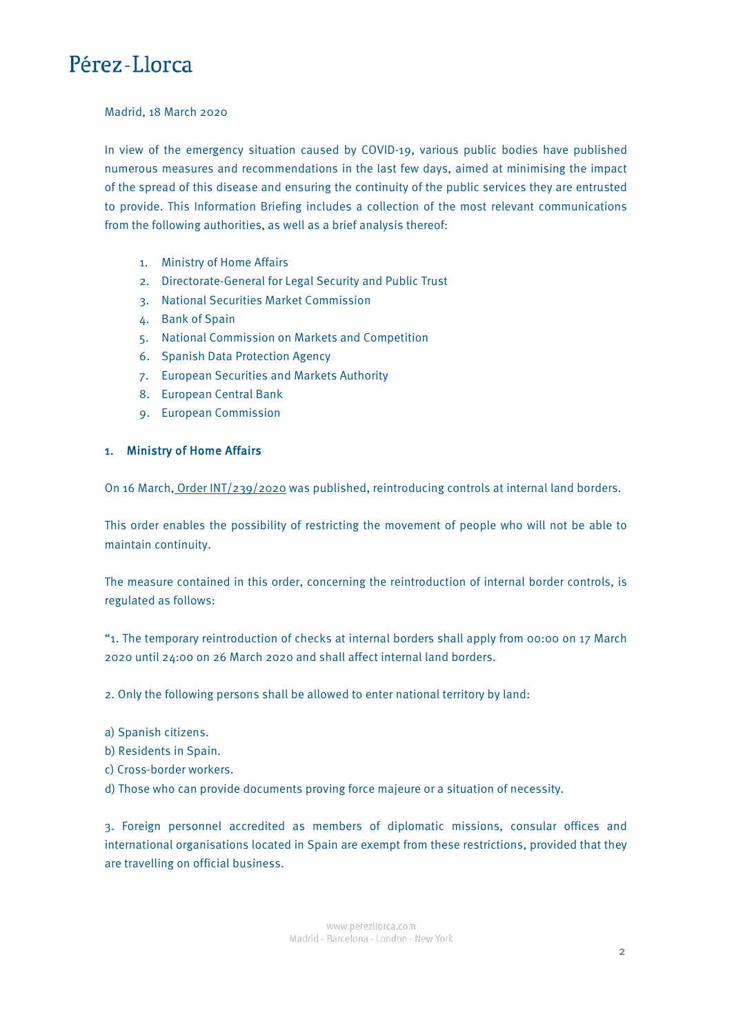Madrid, 18 March 2020

In view of the emergency situation caused by COVID-19, various public bodies have published numerous measures and recommendations in the last few days, aimed at minimising the impact of the spread of this disease and ensuring the continuity of the public services they are entrusted to provide. This Information Briefing includes a collection of the most relevant communications from the following authorities, as well as a brief analysis thereof:

1. Ministry of Home Affairs
2. Directorate-General for Legal Security and Public Trust
3. National Securities Market Commission
4. Bank of Spain
5. National Commission on Markets and Competition
6. Spanish Data Protection Agency
7. European Securities and Markets Authority
8. European Central Bank
9. European Commission

## 1. Ministry of Home Affairs

On 16 March, Order INT/239/2020 was published, reintroducing controls at internal land borders.

This order enables the possibility of restricting the movement of people who will not be able to maintain continuity.

The measure contained in this order, concerning the reintroduction of internal border controls, is regulated as follows:

"1. The temporary reintroduction of checks at internal borders shall apply from 00:00 on 17 March 2020 until 24:00 on 26 March 2020 and shall affect internal land borders.

2. Only the following persons shall be allowed to enter national territory by land:

a) Spanish citizens.
b) Residents in Spain.
c) Cross-border workers.
d) Those who can provide documents proving force majeure or a situation of necessity.

3. Foreign personnel accredited as members of diplomatic missions, consular offices and international organisations located in Spain are exempt from these restrictions, provided that they are travelling on official business.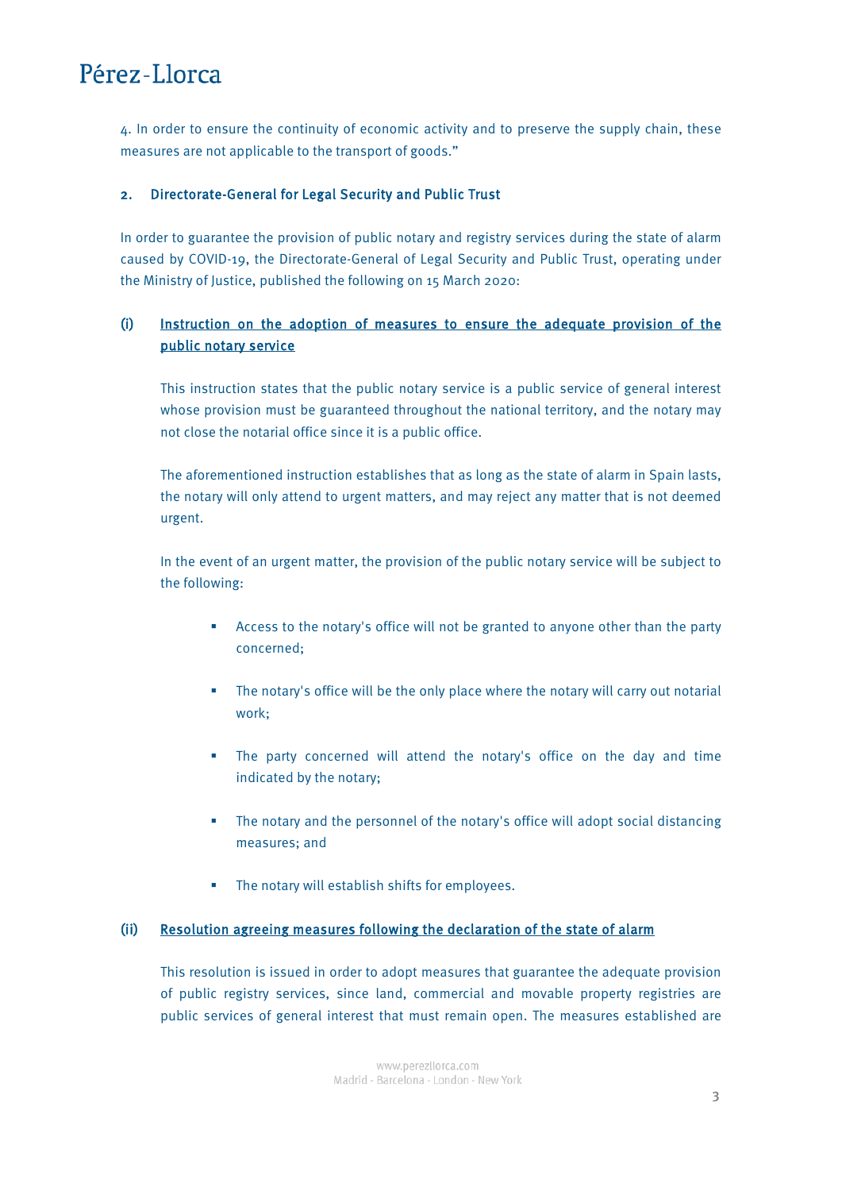4. In order to ensure the continuity of economic activity and to preserve the supply chain, these measures are not applicable to the transport of goods."

## 2. Directorate-General for Legal Security and Public Trust

In order to guarantee the provision of public notary and registry services during the state of alarm caused by COVID-19, the Directorate-General of Legal Security and Public Trust, operating under the Ministry of Justice, published the following on 15 March 2020:

### (i) Instruction on the adoption of measures to ensure the adequate provision of the public notary service

This instruction states that the public notary service is a public service of general interest whose provision must be guaranteed throughout the national territory, and the notary may not close the notarial office since it is a public office.

The aforementioned instruction establishes that as long as the state of alarm in Spain lasts, the notary will only attend to urgent matters, and may reject any matter that is not deemed urgent.

In the event of an urgent matter, the provision of the public notary service will be subject to the following:

- Access to the notary's office will not be granted to anyone other than the party concerned;
- The notary's office will be the only place where the notary will carry out notarial work;
- The party concerned will attend the notary's office on the day and time indicated by the notary;
- The notary and the personnel of the notary's office will adopt social distancing measures; and
- The notary will establish shifts for employees.

### (ii) Resolution agreeing measures following the declaration of the state of alarm

This resolution is issued in order to adopt measures that guarantee the adequate provision of public registry services, since land, commercial and movable property registries are public services of general interest that must remain open. The measures established are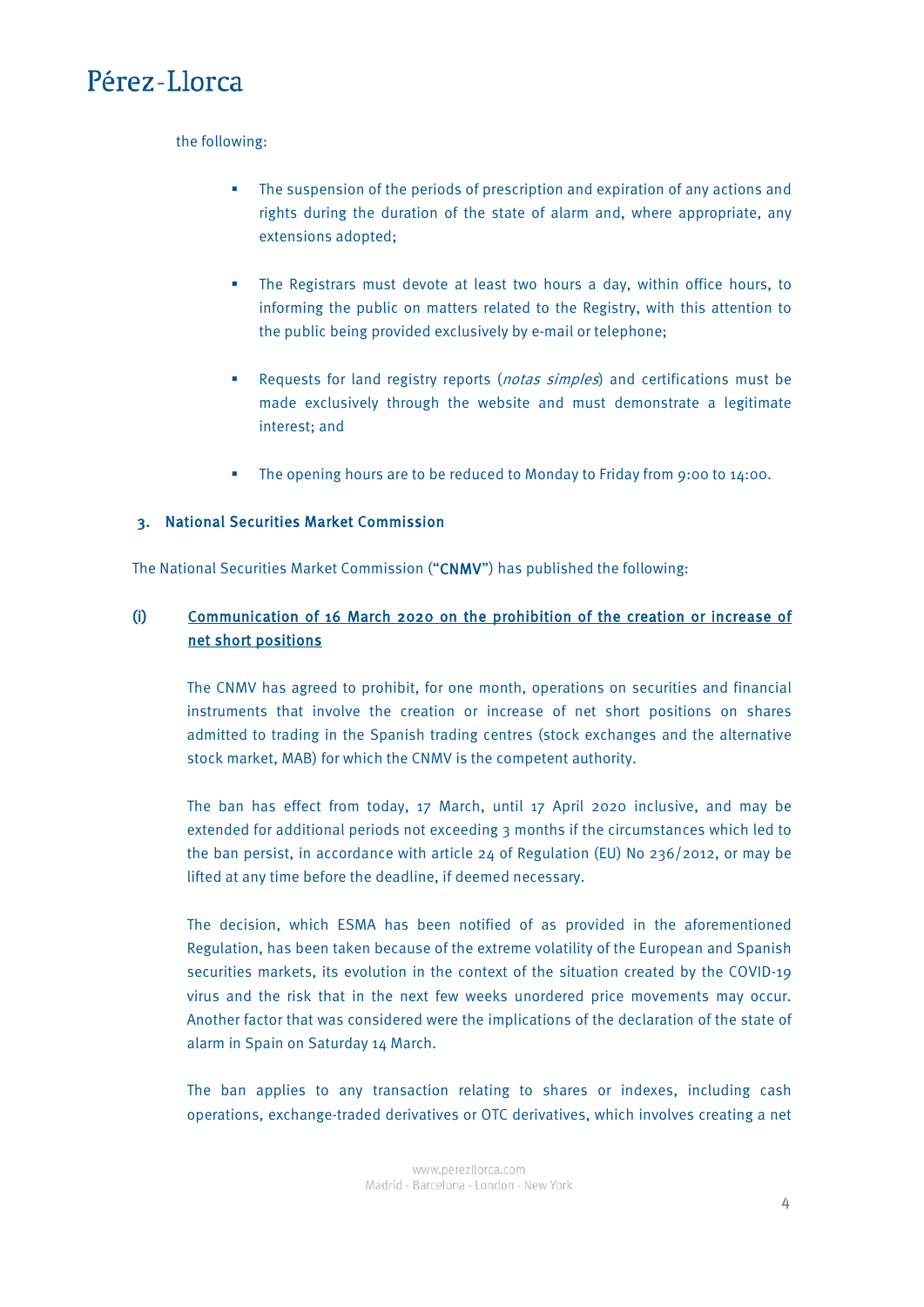the following:

- The suspension of the periods of prescription and expiration of any actions and rights during the duration of the state of alarm and, where appropriate, any extensions adopted;

- The Registrars must devote at least two hours a day, within office hours, to informing the public on matters related to the Registry, with this attention to the public being provided exclusively by e-mail or telephone;

- Requests for land registry reports (*notas simples*) and certifications must be made exclusively through the website and must demonstrate a legitimate interest; and

- The opening hours are to be reduced to Monday to Friday from 9:00 to 14:00.

### 3. National Securities Market Commission

The National Securities Market Commission ("**CNMV**") has published the following:

**(i) <u>Communication of 16 March 2020 on the prohibition of the creation or increase of net short positions</u>**

The CNMV has agreed to prohibit, for one month, operations on securities and financial instruments that involve the creation or increase of net short positions on shares admitted to trading in the Spanish trading centres (stock exchanges and the alternative stock market, MAB) for which the CNMV is the competent authority.

The ban has effect from today, 17 March, until 17 April 2020 inclusive, and may be extended for additional periods not exceeding 3 months if the circumstances which led to the ban persist, in accordance with article 24 of Regulation (EU) No 236/2012, or may be lifted at any time before the deadline, if deemed necessary.

The decision, which ESMA has been notified of as provided in the aforementioned Regulation, has been taken because of the extreme volatility of the European and Spanish securities markets, its evolution in the context of the situation created by the COVID-19 virus and the risk that in the next few weeks unordered price movements may occur. Another factor that was considered were the implications of the declaration of the state of alarm in Spain on Saturday 14 March.

The ban applies to any transaction relating to shares or indexes, including cash operations, exchange-traded derivatives or OTC derivatives, which involves creating a net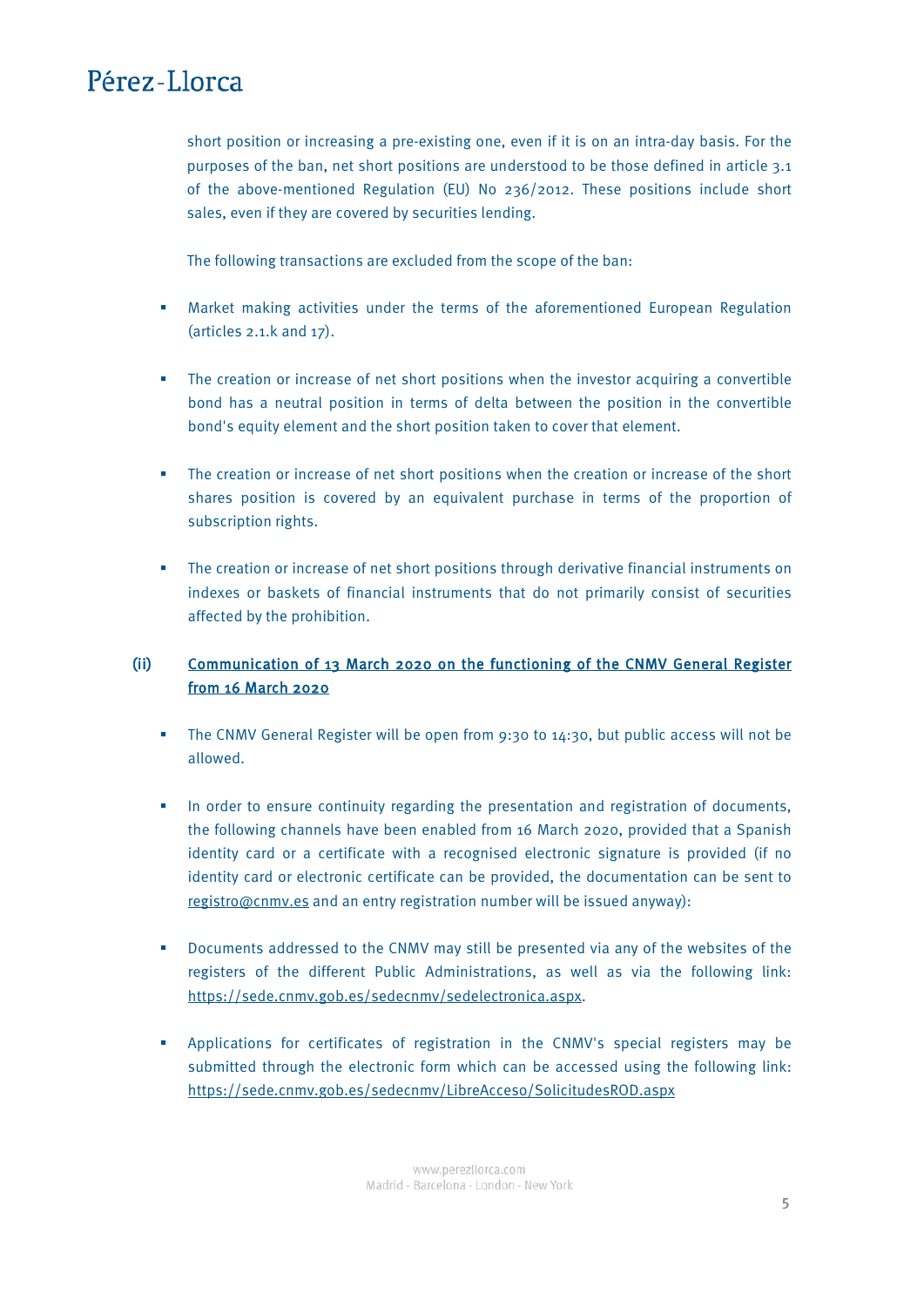short position or increasing a pre-existing one, even if it is on an intra-day basis. For the purposes of the ban, net short positions are understood to be those defined in article 3.1 of the above-mentioned Regulation (EU) No 236/2012. These positions include short sales, even if they are covered by securities lending.

The following transactions are excluded from the scope of the ban:

- Market making activities under the terms of the aforementioned European Regulation (articles 2.1.k and 17).
- The creation or increase of net short positions when the investor acquiring a convertible bond has a neutral position in terms of delta between the position in the convertible bond's equity element and the short position taken to cover that element.
- The creation or increase of net short positions when the creation or increase of the short shares position is covered by an equivalent purchase in terms of the proportion of subscription rights.
- The creation or increase of net short positions through derivative financial instruments on indexes or baskets of financial instruments that do not primarily consist of securities affected by the prohibition.

**(ii) Communication of 13 March 2020 on the functioning of the CNMV General Register from 16 March 2020**

- The CNMV General Register will be open from 9:30 to 14:30, but public access will not be allowed.
- In order to ensure continuity regarding the presentation and registration of documents, the following channels have been enabled from 16 March 2020, provided that a Spanish identity card or a certificate with a recognised electronic signature is provided (if no identity card or electronic certificate can be provided, the documentation can be sent to registro@cnmv.es and an entry registration number will be issued anyway):
- Documents addressed to the CNMV may still be presented via any of the websites of the registers of the different Public Administrations, as well as via the following link: https://sede.cnmv.gob.es/sedecnmv/sedelectronica.aspx.
- Applications for certificates of registration in the CNMV's special registers may be submitted through the electronic form which can be accessed using the following link: https://sede.cnmv.gob.es/sedecnmv/LibreAcceso/SolicitudesROD.aspx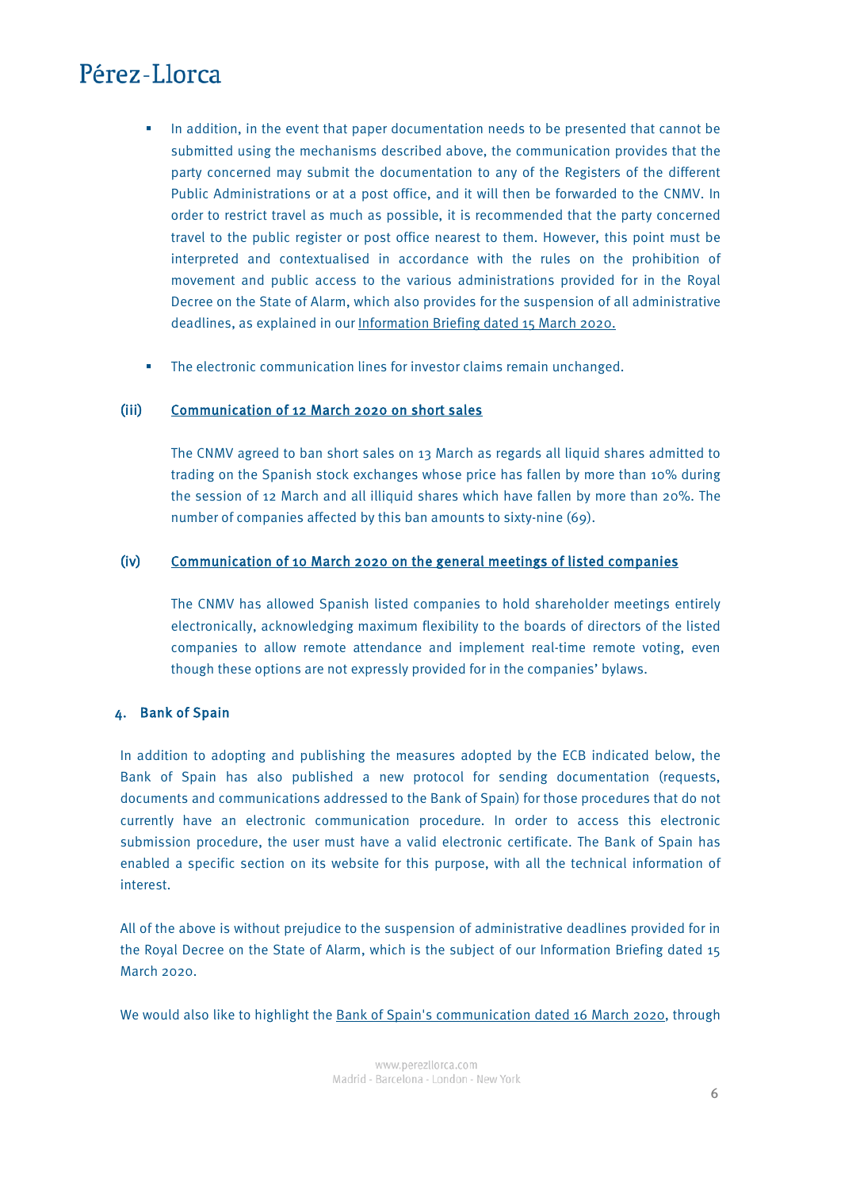- In addition, in the event that paper documentation needs to be presented that cannot be submitted using the mechanisms described above, the communication provides that the party concerned may submit the documentation to any of the Registers of the different Public Administrations or at a post office, and it will then be forwarded to the CNMV. In order to restrict travel as much as possible, it is recommended that the party concerned travel to the public register or post office nearest to them. However, this point must be interpreted and contextualised in accordance with the rules on the prohibition of movement and public access to the various administrations provided for in the Royal Decree on the State of Alarm, which also provides for the suspension of all administrative deadlines, as explained in our Information Briefing dated 15 March 2020.

- The electronic communication lines for investor claims remain unchanged.

**(iii) Communication of 12 March 2020 on short sales**

The CNMV agreed to ban short sales on 13 March as regards all liquid shares admitted to trading on the Spanish stock exchanges whose price has fallen by more than 10% during the session of 12 March and all illiquid shares which have fallen by more than 20%. The number of companies affected by this ban amounts to sixty-nine (69).

**(iv) Communication of 10 March 2020 on the general meetings of listed companies**

The CNMV has allowed Spanish listed companies to hold shareholder meetings entirely electronically, acknowledging maximum flexibility to the boards of directors of the listed companies to allow remote attendance and implement real-time remote voting, even though these options are not expressly provided for in the companies' bylaws.

## 4. Bank of Spain

In addition to adopting and publishing the measures adopted by the ECB indicated below, the Bank of Spain has also published a new protocol for sending documentation (requests, documents and communications addressed to the Bank of Spain) for those procedures that do not currently have an electronic communication procedure. In order to access this electronic submission procedure, the user must have a valid electronic certificate. The Bank of Spain has enabled a specific section on its website for this purpose, with all the technical information of interest.

All of the above is without prejudice to the suspension of administrative deadlines provided for in the Royal Decree on the State of Alarm, which is the subject of our Information Briefing dated 15 March 2020.

We would also like to highlight the Bank of Spain's communication dated 16 March 2020, through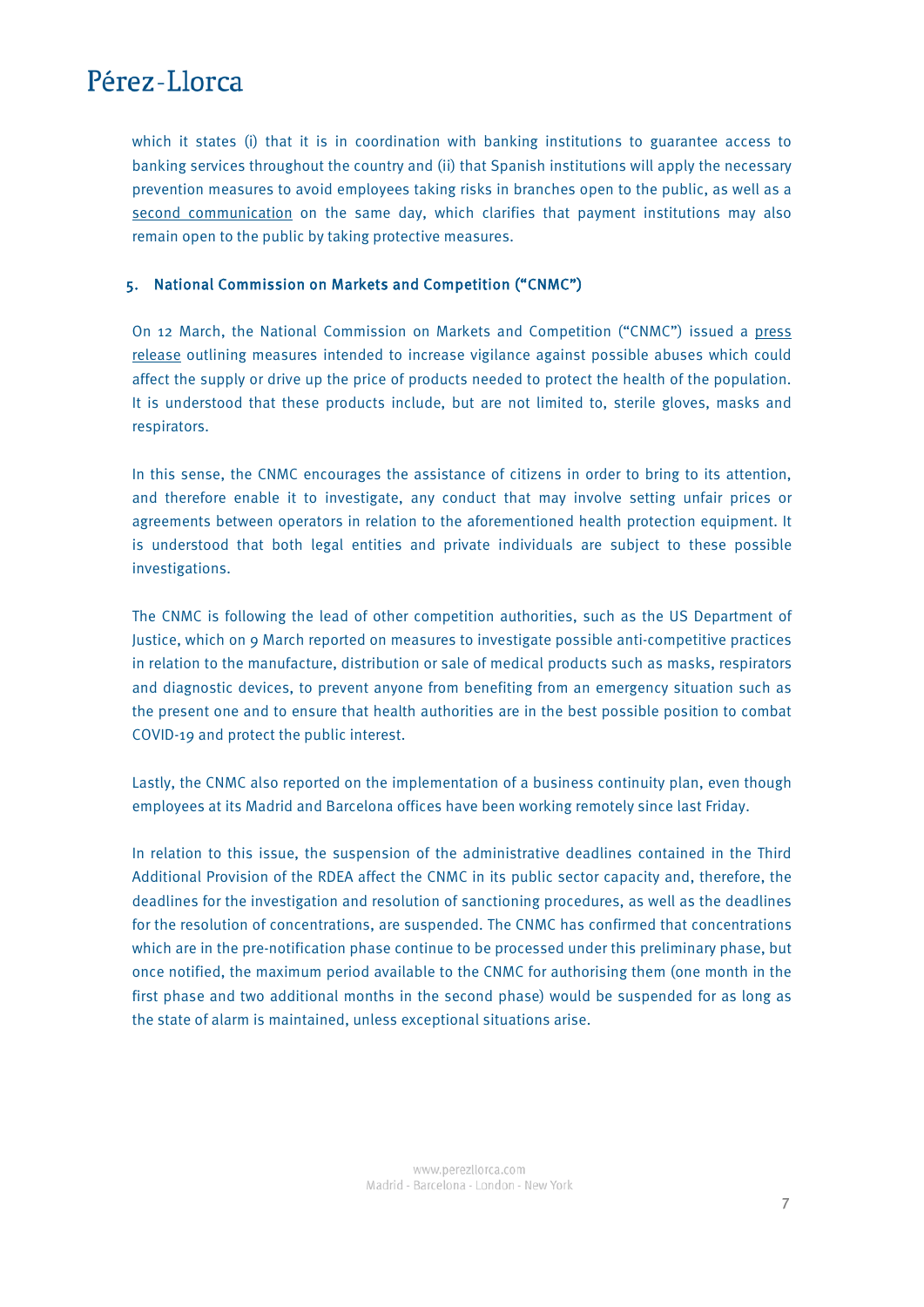which it states (i) that it is in coordination with banking institutions to guarantee access to banking services throughout the country and (ii) that Spanish institutions will apply the necessary prevention measures to avoid employees taking risks in branches open to the public, as well as a second communication on the same day, which clarifies that payment institutions may also remain open to the public by taking protective measures.

## 5. National Commission on Markets and Competition ("CNMC")

On 12 March, the National Commission on Markets and Competition ("CNMC") issued a press release outlining measures intended to increase vigilance against possible abuses which could affect the supply or drive up the price of products needed to protect the health of the population. It is understood that these products include, but are not limited to, sterile gloves, masks and respirators.

In this sense, the CNMC encourages the assistance of citizens in order to bring to its attention, and therefore enable it to investigate, any conduct that may involve setting unfair prices or agreements between operators in relation to the aforementioned health protection equipment. It is understood that both legal entities and private individuals are subject to these possible investigations.

The CNMC is following the lead of other competition authorities, such as the US Department of Justice, which on 9 March reported on measures to investigate possible anti-competitive practices in relation to the manufacture, distribution or sale of medical products such as masks, respirators and diagnostic devices, to prevent anyone from benefiting from an emergency situation such as the present one and to ensure that health authorities are in the best possible position to combat COVID-19 and protect the public interest.

Lastly, the CNMC also reported on the implementation of a business continuity plan, even though employees at its Madrid and Barcelona offices have been working remotely since last Friday.

In relation to this issue, the suspension of the administrative deadlines contained in the Third Additional Provision of the RDEA affect the CNMC in its public sector capacity and, therefore, the deadlines for the investigation and resolution of sanctioning procedures, as well as the deadlines for the resolution of concentrations, are suspended. The CNMC has confirmed that concentrations which are in the pre-notification phase continue to be processed under this preliminary phase, but once notified, the maximum period available to the CNMC for authorising them (one month in the first phase and two additional months in the second phase) would be suspended for as long as the state of alarm is maintained, unless exceptional situations arise.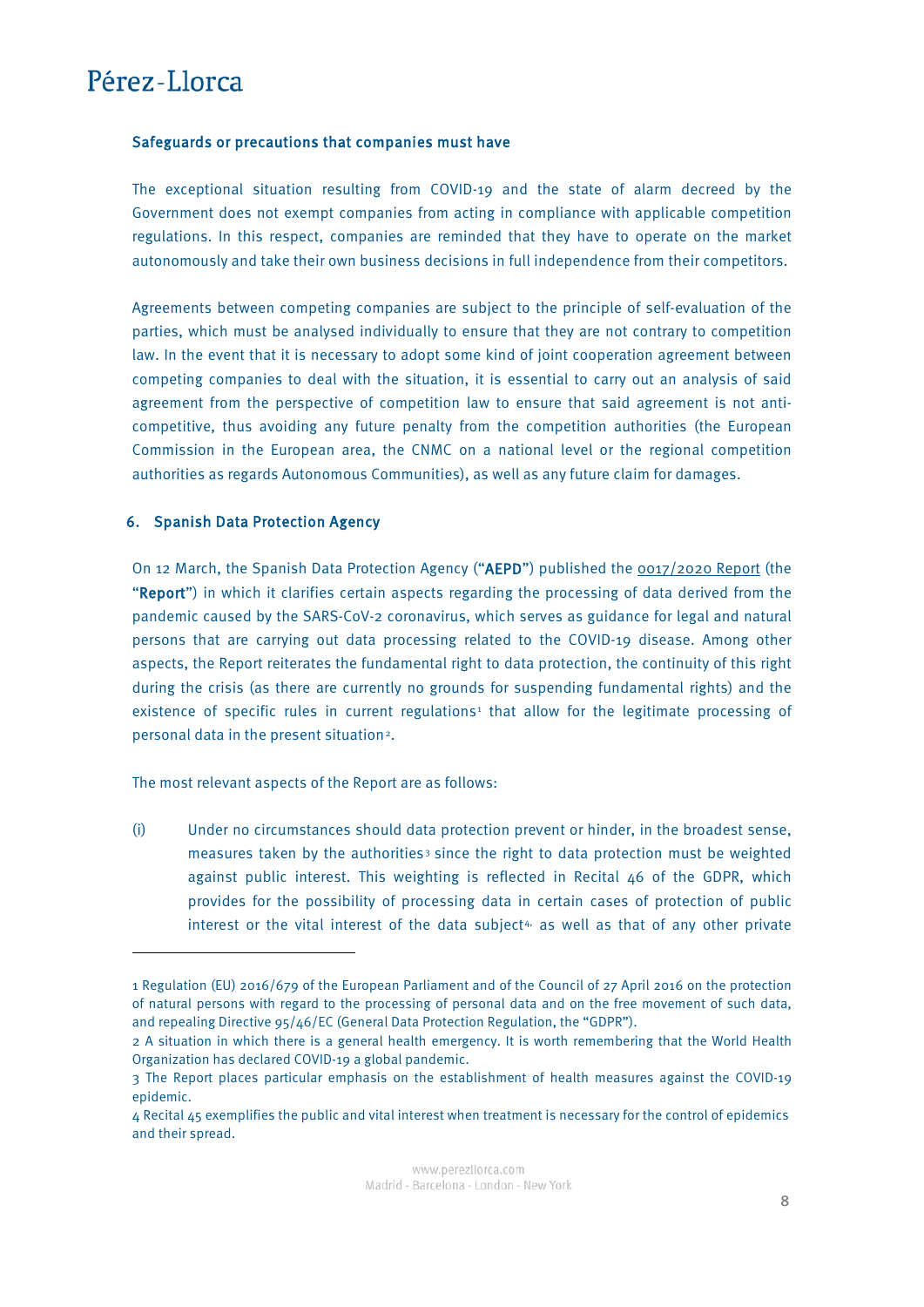### Safeguards or precautions that companies must have

The exceptional situation resulting from COVID-19 and the state of alarm decreed by the Government does not exempt companies from acting in compliance with applicable competition regulations. In this respect, companies are reminded that they have to operate on the market autonomously and take their own business decisions in full independence from their competitors.

Agreements between competing companies are subject to the principle of self-evaluation of the parties, which must be analysed individually to ensure that they are not contrary to competition law. In the event that it is necessary to adopt some kind of joint cooperation agreement between competing companies to deal with the situation, it is essential to carry out an analysis of said agreement from the perspective of competition law to ensure that said agreement is not anti-competitive, thus avoiding any future penalty from the competition authorities (the European Commission in the European area, the CNMC on a national level or the regional competition authorities as regards Autonomous Communities), as well as any future claim for damages.

## 6. Spanish Data Protection Agency

On 12 March, the Spanish Data Protection Agency ("**AEPD**") published the 0017/2020 Report (the "**Report**") in which it clarifies certain aspects regarding the processing of data derived from the pandemic caused by the SARS-CoV-2 coronavirus, which serves as guidance for legal and natural persons that are carrying out data processing related to the COVID-19 disease. Among other aspects, the Report reiterates the fundamental right to data protection, the continuity of this right during the crisis (as there are currently no grounds for suspending fundamental rights) and the existence of specific rules in current regulations[1] that allow for the legitimate processing of personal data in the present situation[2].

The most relevant aspects of the Report are as follows:

(i) Under no circumstances should data protection prevent or hinder, in the broadest sense, measures taken by the authorities[3] since the right to data protection must be weighted against public interest. This weighting is reflected in Recital 46 of the GDPR, which provides for the possibility of processing data in certain cases of protection of public interest or the vital interest of the data subject[4], as well as that of any other private

---

1 Regulation (EU) 2016/679 of the European Parliament and of the Council of 27 April 2016 on the protection of natural persons with regard to the processing of personal data and on the free movement of such data, and repealing Directive 95/46/EC (General Data Protection Regulation, the "GDPR").

2 A situation in which there is a general health emergency. It is worth remembering that the World Health Organization has declared COVID-19 a global pandemic.

3 The Report places particular emphasis on the establishment of health measures against the COVID-19 epidemic.

4 Recital 45 exemplifies the public and vital interest when treatment is necessary for the control of epidemics and their spread.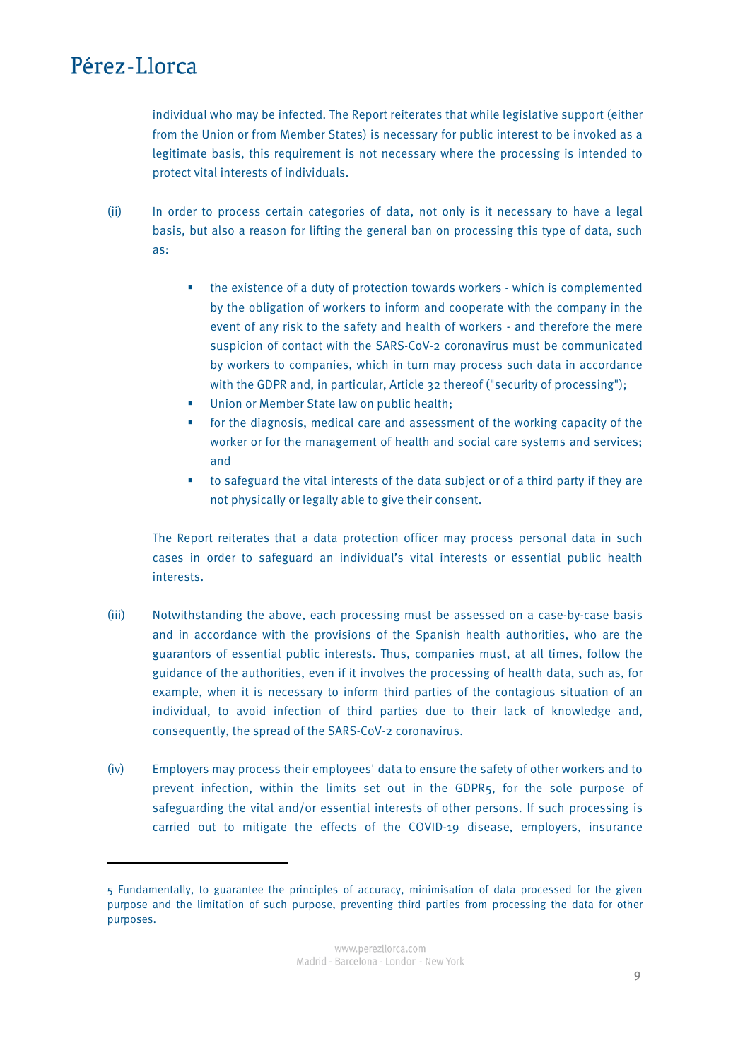individual who may be infected. The Report reiterates that while legislative support (either from the Union or from Member States) is necessary for public interest to be invoked as a legitimate basis, this requirement is not necessary where the processing is intended to protect vital interests of individuals.

(ii) In order to process certain categories of data, not only is it necessary to have a legal basis, but also a reason for lifting the general ban on processing this type of data, such as:

- the existence of a duty of protection towards workers - which is complemented by the obligation of workers to inform and cooperate with the company in the event of any risk to the safety and health of workers - and therefore the mere suspicion of contact with the SARS-CoV-2 coronavirus must be communicated by workers to companies, which in turn may process such data in accordance with the GDPR and, in particular, Article 32 thereof ("security of processing");
- Union or Member State law on public health;
- for the diagnosis, medical care and assessment of the working capacity of the worker or for the management of health and social care systems and services; and
- to safeguard the vital interests of the data subject or of a third party if they are not physically or legally able to give their consent.

The Report reiterates that a data protection officer may process personal data in such cases in order to safeguard an individual's vital interests or essential public health interests.

(iii) Notwithstanding the above, each processing must be assessed on a case-by-case basis and in accordance with the provisions of the Spanish health authorities, who are the guarantors of essential public interests. Thus, companies must, at all times, follow the guidance of the authorities, even if it involves the processing of health data, such as, for example, when it is necessary to inform third parties of the contagious situation of an individual, to avoid infection of third parties due to their lack of knowledge and, consequently, the spread of the SARS-CoV-2 coronavirus.

(iv) Employers may process their employees' data to ensure the safety of other workers and to prevent infection, within the limits set out in the GDPR[5], for the sole purpose of safeguarding the vital and/or essential interests of other persons. If such processing is carried out to mitigate the effects of the COVID-19 disease, employers, insurance

---

5 Fundamentally, to guarantee the principles of accuracy, minimisation of data processed for the given purpose and the limitation of such purpose, preventing third parties from processing the data for other purposes.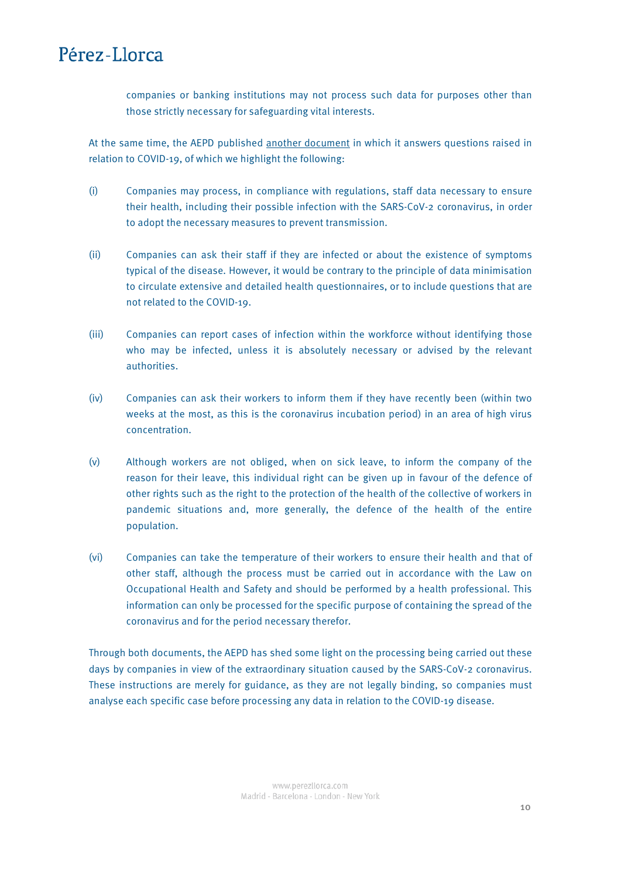companies or banking institutions may not process such data for purposes other than those strictly necessary for safeguarding vital interests.

At the same time, the AEPD published another document in which it answers questions raised in relation to COVID-19, of which we highlight the following:

(i) Companies may process, in compliance with regulations, staff data necessary to ensure their health, including their possible infection with the SARS-CoV-2 coronavirus, in order to adopt the necessary measures to prevent transmission.

(ii) Companies can ask their staff if they are infected or about the existence of symptoms typical of the disease. However, it would be contrary to the principle of data minimisation to circulate extensive and detailed health questionnaires, or to include questions that are not related to the COVID-19.

(iii) Companies can report cases of infection within the workforce without identifying those who may be infected, unless it is absolutely necessary or advised by the relevant authorities.

(iv) Companies can ask their workers to inform them if they have recently been (within two weeks at the most, as this is the coronavirus incubation period) in an area of high virus concentration.

(v) Although workers are not obliged, when on sick leave, to inform the company of the reason for their leave, this individual right can be given up in favour of the defence of other rights such as the right to the protection of the health of the collective of workers in pandemic situations and, more generally, the defence of the health of the entire population.

(vi) Companies can take the temperature of their workers to ensure their health and that of other staff, although the process must be carried out in accordance with the Law on Occupational Health and Safety and should be performed by a health professional. This information can only be processed for the specific purpose of containing the spread of the coronavirus and for the period necessary therefor.

Through both documents, the AEPD has shed some light on the processing being carried out these days by companies in view of the extraordinary situation caused by the SARS-CoV-2 coronavirus. These instructions are merely for guidance, as they are not legally binding, so companies must analyse each specific case before processing any data in relation to the COVID-19 disease.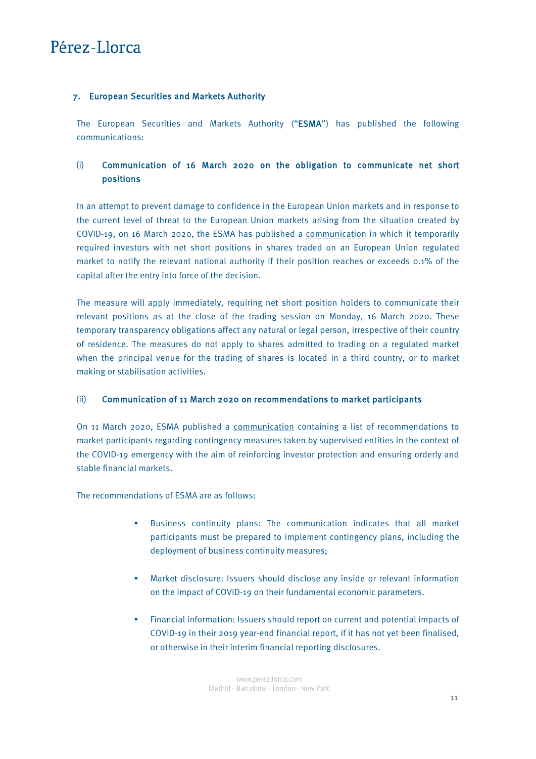## 7. European Securities and Markets Authority

The European Securities and Markets Authority (“**ESMA**”) has published the following communications:

### (i) Communication of 16 March 2020 on the obligation to communicate net short positions

In an attempt to prevent damage to confidence in the European Union markets and in response to the current level of threat to the European Union markets arising from the situation created by COVID-19, on 16 March 2020, the ESMA has published a communication in which it temporarily required investors with net short positions in shares traded on an European Union regulated market to notify the relevant national authority if their position reaches or exceeds 0.1% of the capital after the entry into force of the decision.

The measure will apply immediately, requiring net short position holders to communicate their relevant positions as at the close of the trading session on Monday, 16 March 2020. These temporary transparency obligations affect any natural or legal person, irrespective of their country of residence. The measures do not apply to shares admitted to trading on a regulated market when the principal venue for the trading of shares is located in a third country, or to market making or stabilisation activities.

### (ii) Communication of 11 March 2020 on recommendations to market participants

On 11 March 2020, ESMA published a communication containing a list of recommendations to market participants regarding contingency measures taken by supervised entities in the context of the COVID-19 emergency with the aim of reinforcing investor protection and ensuring orderly and stable financial markets.

The recommendations of ESMA are as follows:

- Business continuity plans: The communication indicates that all market participants must be prepared to implement contingency plans, including the deployment of business continuity measures;
- Market disclosure: Issuers should disclose any inside or relevant information on the impact of COVID-19 on their fundamental economic parameters.
- Financial information: Issuers should report on current and potential impacts of COVID-19 in their 2019 year-end financial report, if it has not yet been finalised, or otherwise in their interim financial reporting disclosures.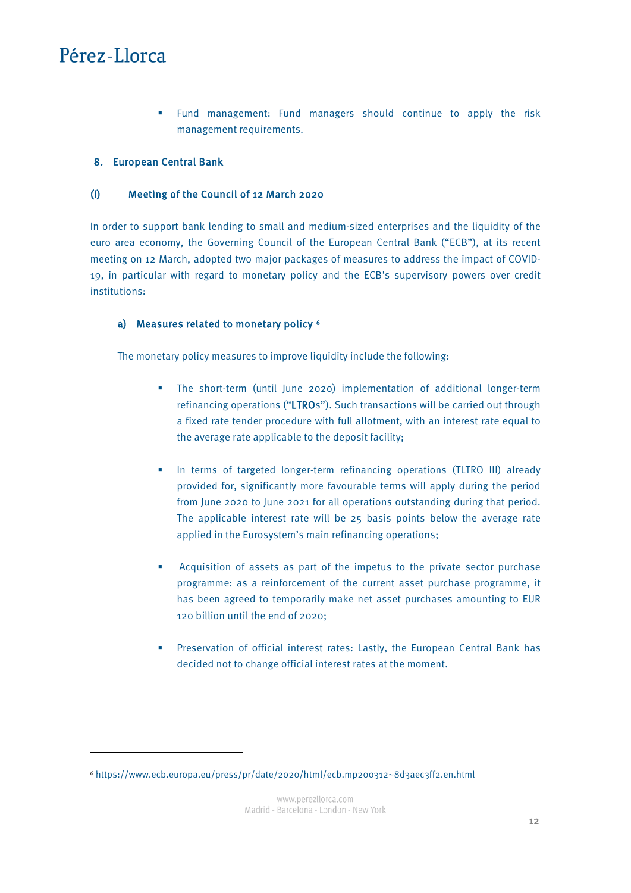- Fund management: Fund managers should continue to apply the risk management requirements.

## 8. European Central Bank

### (i) Meeting of the Council of 12 March 2020

In order to support bank lending to small and medium-sized enterprises and the liquidity of the euro area economy, the Governing Council of the European Central Bank ("ECB"), at its recent meeting on 12 March, adopted two major packages of measures to address the impact of COVID-19, in particular with regard to monetary policy and the ECB's supervisory powers over credit institutions:

#### a) Measures related to monetary policy [6]

The monetary policy measures to improve liquidity include the following:

- The short-term (until June 2020) implementation of additional longer-term refinancing operations ("**LTRO**s"). Such transactions will be carried out through a fixed rate tender procedure with full allotment, with an interest rate equal to the average rate applicable to the deposit facility;

- In terms of targeted longer-term refinancing operations (TLTRO III) already provided for, significantly more favourable terms will apply during the period from June 2020 to June 2021 for all operations outstanding during that period. The applicable interest rate will be 25 basis points below the average rate applied in the Eurosystem's main refinancing operations;

- Acquisition of assets as part of the impetus to the private sector purchase programme: as a reinforcement of the current asset purchase programme, it has been agreed to temporarily make net asset purchases amounting to EUR 120 billion until the end of 2020;

- Preservation of official interest rates: Lastly, the European Central Bank has decided not to change official interest rates at the moment.

---

[6] https://www.ecb.europa.eu/press/pr/date/2020/html/ecb.mp200312~8d3aec3ff2.en.html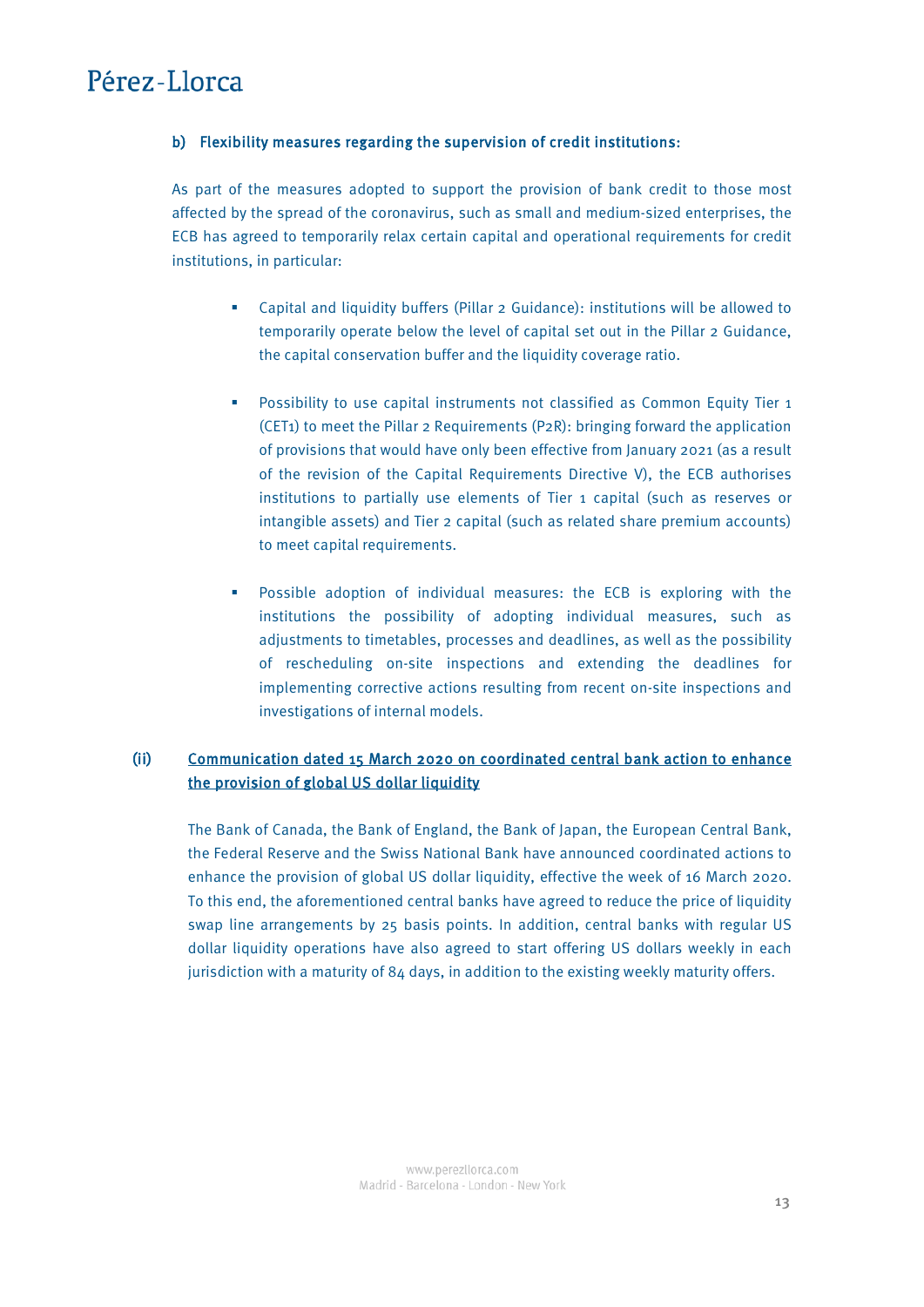### b) Flexibility measures regarding the supervision of credit institutions:

As part of the measures adopted to support the provision of bank credit to those most affected by the spread of the coronavirus, such as small and medium-sized enterprises, the ECB has agreed to temporarily relax certain capital and operational requirements for credit institutions, in particular:

- Capital and liquidity buffers (Pillar 2 Guidance): institutions will be allowed to temporarily operate below the level of capital set out in the Pillar 2 Guidance, the capital conservation buffer and the liquidity coverage ratio.

- Possibility to use capital instruments not classified as Common Equity Tier 1 (CET1) to meet the Pillar 2 Requirements (P2R): bringing forward the application of provisions that would have only been effective from January 2021 (as a result of the revision of the Capital Requirements Directive V), the ECB authorises institutions to partially use elements of Tier 1 capital (such as reserves or intangible assets) and Tier 2 capital (such as related share premium accounts) to meet capital requirements.

- Possible adoption of individual measures: the ECB is exploring with the institutions the possibility of adopting individual measures, such as adjustments to timetables, processes and deadlines, as well as the possibility of rescheduling on-site inspections and extending the deadlines for implementing corrective actions resulting from recent on-site inspections and investigations of internal models.

### (ii) Communication dated 15 March 2020 on coordinated central bank action to enhance the provision of global US dollar liquidity

The Bank of Canada, the Bank of England, the Bank of Japan, the European Central Bank, the Federal Reserve and the Swiss National Bank have announced coordinated actions to enhance the provision of global US dollar liquidity, effective the week of 16 March 2020. To this end, the aforementioned central banks have agreed to reduce the price of liquidity swap line arrangements by 25 basis points. In addition, central banks with regular US dollar liquidity operations have also agreed to start offering US dollars weekly in each jurisdiction with a maturity of 84 days, in addition to the existing weekly maturity offers.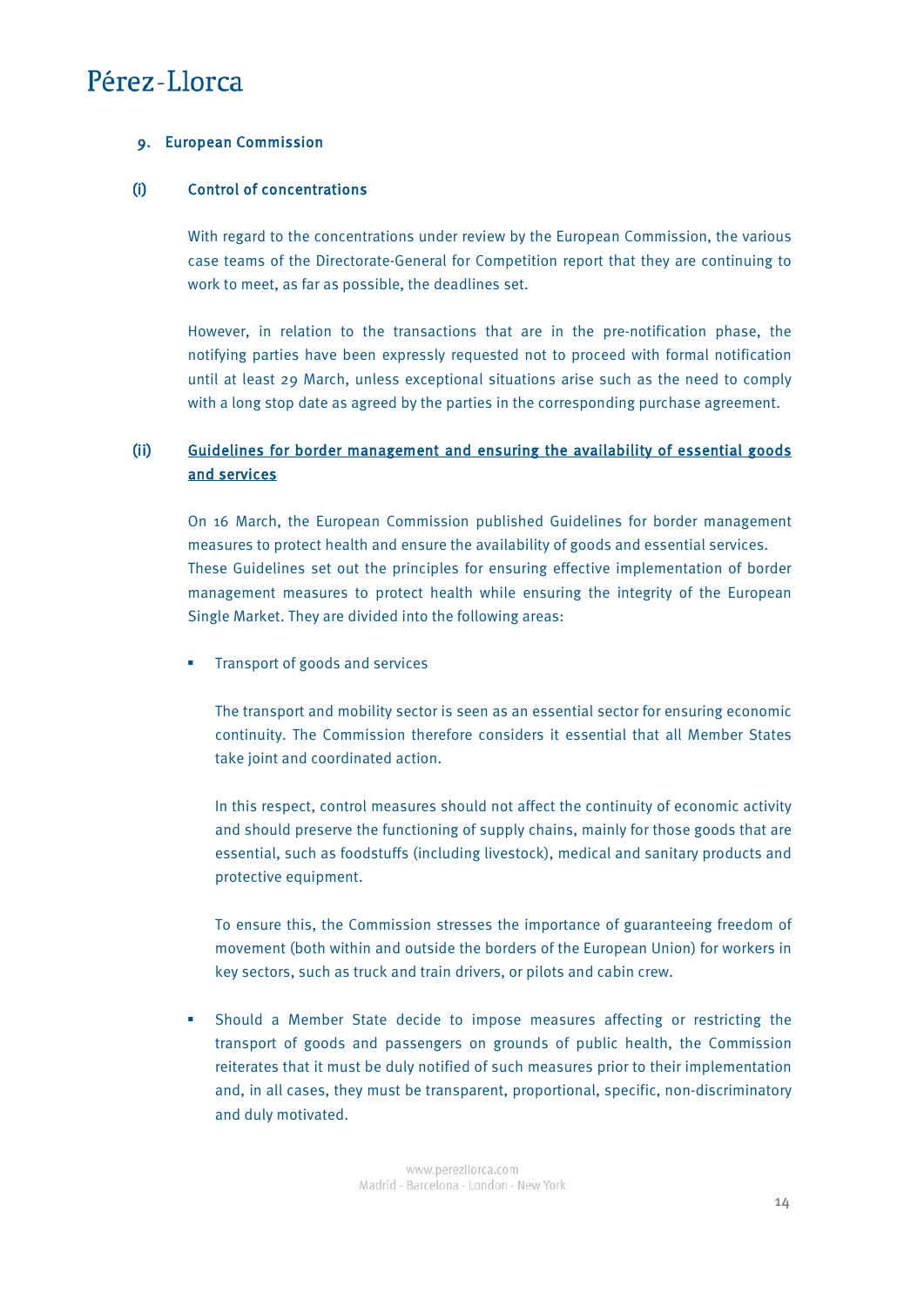## 9. European Commission

### (i) Control of concentrations

With regard to the concentrations under review by the European Commission, the various case teams of the Directorate-General for Competition report that they are continuing to work to meet, as far as possible, the deadlines set.

However, in relation to the transactions that are in the pre-notification phase, the notifying parties have been expressly requested not to proceed with formal notification until at least 29 March, unless exceptional situations arise such as the need to comply with a long stop date as agreed by the parties in the corresponding purchase agreement.

### (ii) Guidelines for border management and ensuring the availability of essential goods and services

On 16 March, the European Commission published Guidelines for border management measures to protect health and ensure the availability of goods and essential services. These Guidelines set out the principles for ensuring effective implementation of border management measures to protect health while ensuring the integrity of the European Single Market. They are divided into the following areas:

- Transport of goods and services

  The transport and mobility sector is seen as an essential sector for ensuring economic continuity. The Commission therefore considers it essential that all Member States take joint and coordinated action.

  In this respect, control measures should not affect the continuity of economic activity and should preserve the functioning of supply chains, mainly for those goods that are essential, such as foodstuffs (including livestock), medical and sanitary products and protective equipment.

  To ensure this, the Commission stresses the importance of guaranteeing freedom of movement (both within and outside the borders of the European Union) for workers in key sectors, such as truck and train drivers, or pilots and cabin crew.

- Should a Member State decide to impose measures affecting or restricting the transport of goods and passengers on grounds of public health, the Commission reiterates that it must be duly notified of such measures prior to their implementation and, in all cases, they must be transparent, proportional, specific, non-discriminatory and duly motivated.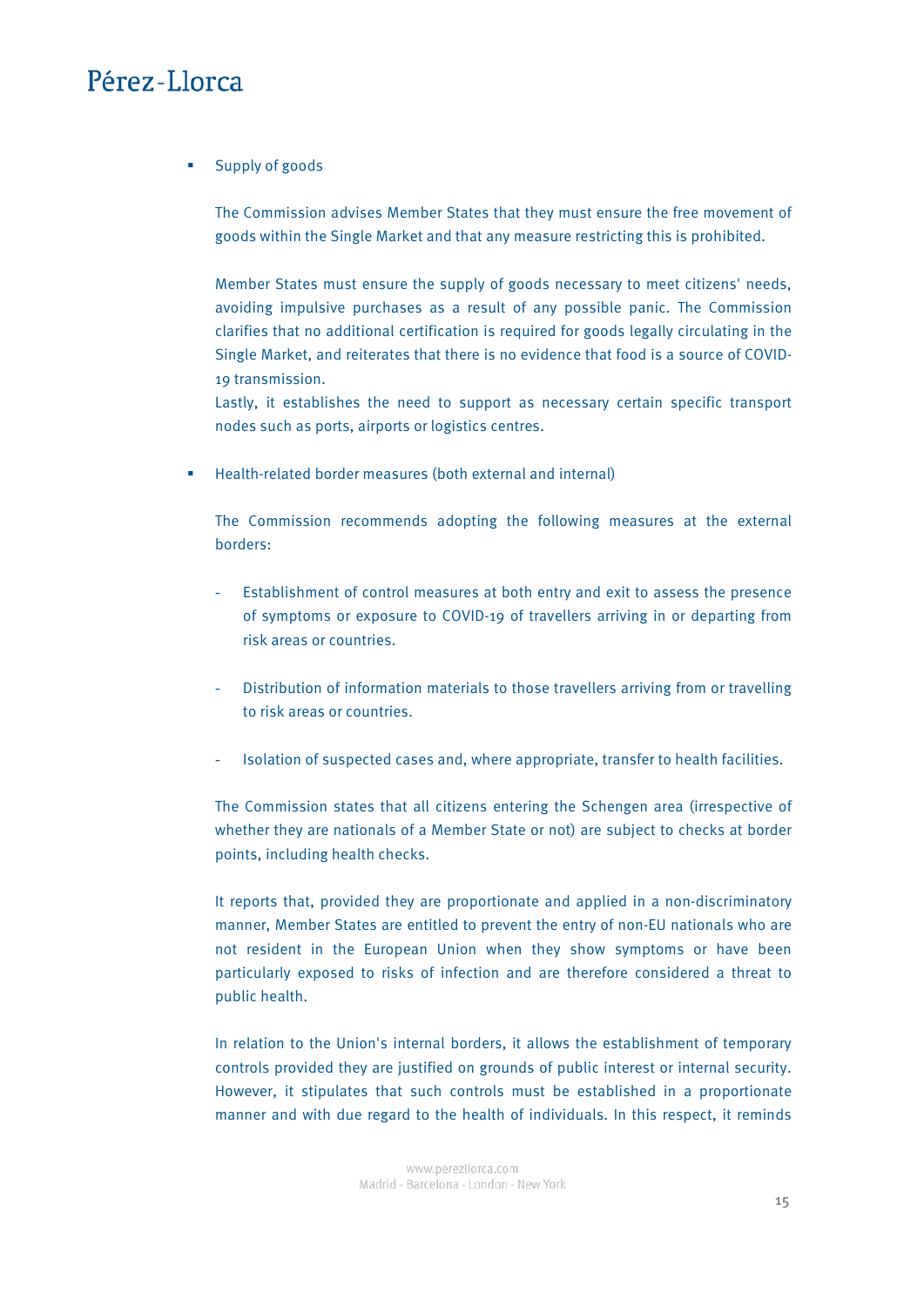- Supply of goods

  The Commission advises Member States that they must ensure the free movement of goods within the Single Market and that any measure restricting this is prohibited.

  Member States must ensure the supply of goods necessary to meet citizens' needs, avoiding impulsive purchases as a result of any possible panic. The Commission clarifies that no additional certification is required for goods legally circulating in the Single Market, and reiterates that there is no evidence that food is a source of COVID-19 transmission.
  Lastly, it establishes the need to support as necessary certain specific transport nodes such as ports, airports or logistics centres.

- Health-related border measures (both external and internal)

  The Commission recommends adopting the following measures at the external borders:

  - Establishment of control measures at both entry and exit to assess the presence of symptoms or exposure to COVID-19 of travellers arriving in or departing from risk areas or countries.

  - Distribution of information materials to those travellers arriving from or travelling to risk areas or countries.

  - Isolation of suspected cases and, where appropriate, transfer to health facilities.

  The Commission states that all citizens entering the Schengen area (irrespective of whether they are nationals of a Member State or not) are subject to checks at border points, including health checks.

  It reports that, provided they are proportionate and applied in a non-discriminatory manner, Member States are entitled to prevent the entry of non-EU nationals who are not resident in the European Union when they show symptoms or have been particularly exposed to risks of infection and are therefore considered a threat to public health.

  In relation to the Union's internal borders, it allows the establishment of temporary controls provided they are justified on grounds of public interest or internal security. However, it stipulates that such controls must be established in a proportionate manner and with due regard to the health of individuals. In this respect, it reminds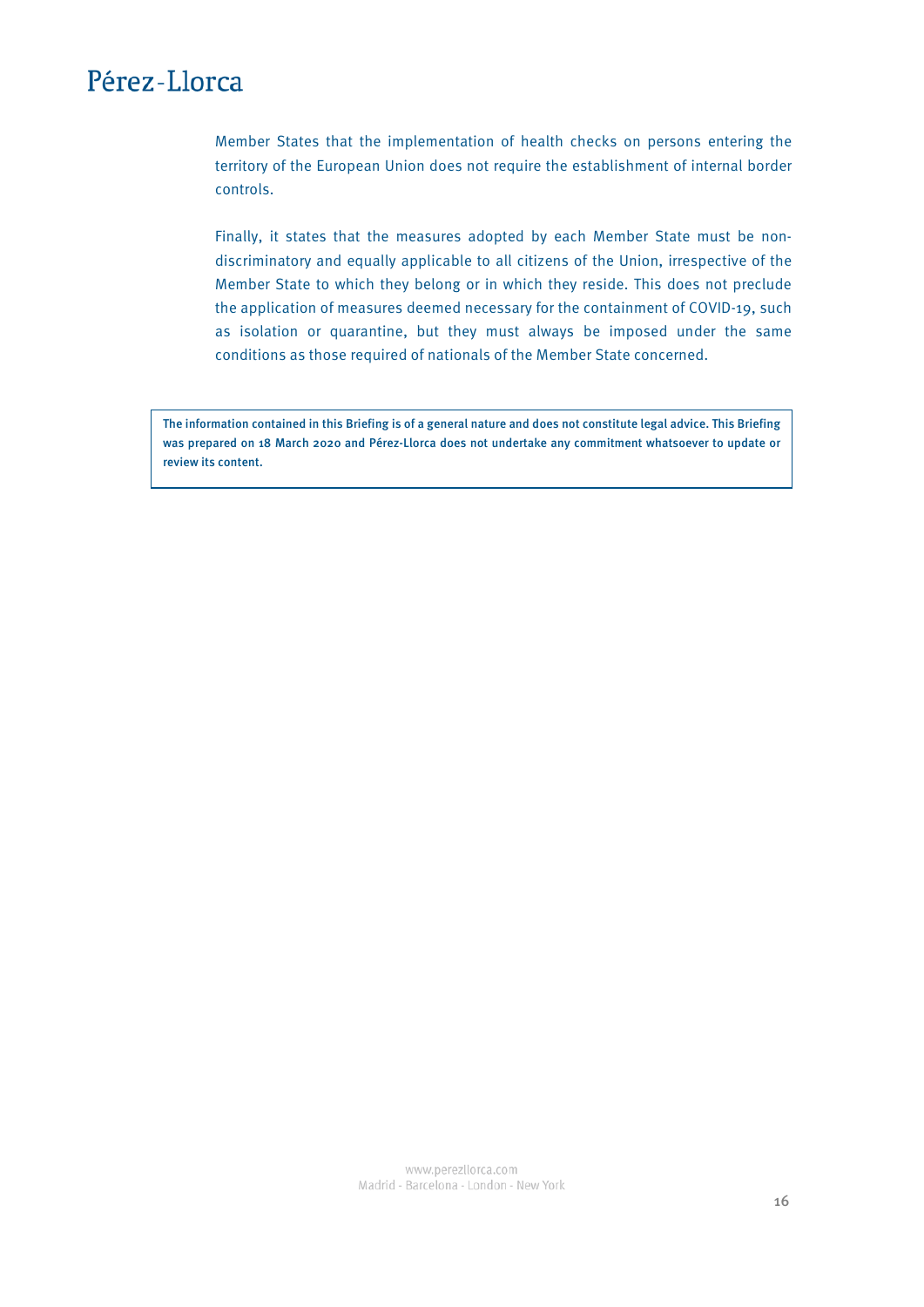Member States that the implementation of health checks on persons entering the territory of the European Union does not require the establishment of internal border controls.

Finally, it states that the measures adopted by each Member State must be non-discriminatory and equally applicable to all citizens of the Union, irrespective of the Member State to which they belong or in which they reside. This does not preclude the application of measures deemed necessary for the containment of COVID-19, such as isolation or quarantine, but they must always be imposed under the same conditions as those required of nationals of the Member State concerned.

**The information contained in this Briefing is of a general nature and does not constitute legal advice. This Briefing was prepared on 18 March 2020 and Pérez-Llorca does not undertake any commitment whatsoever to update or review its content.**